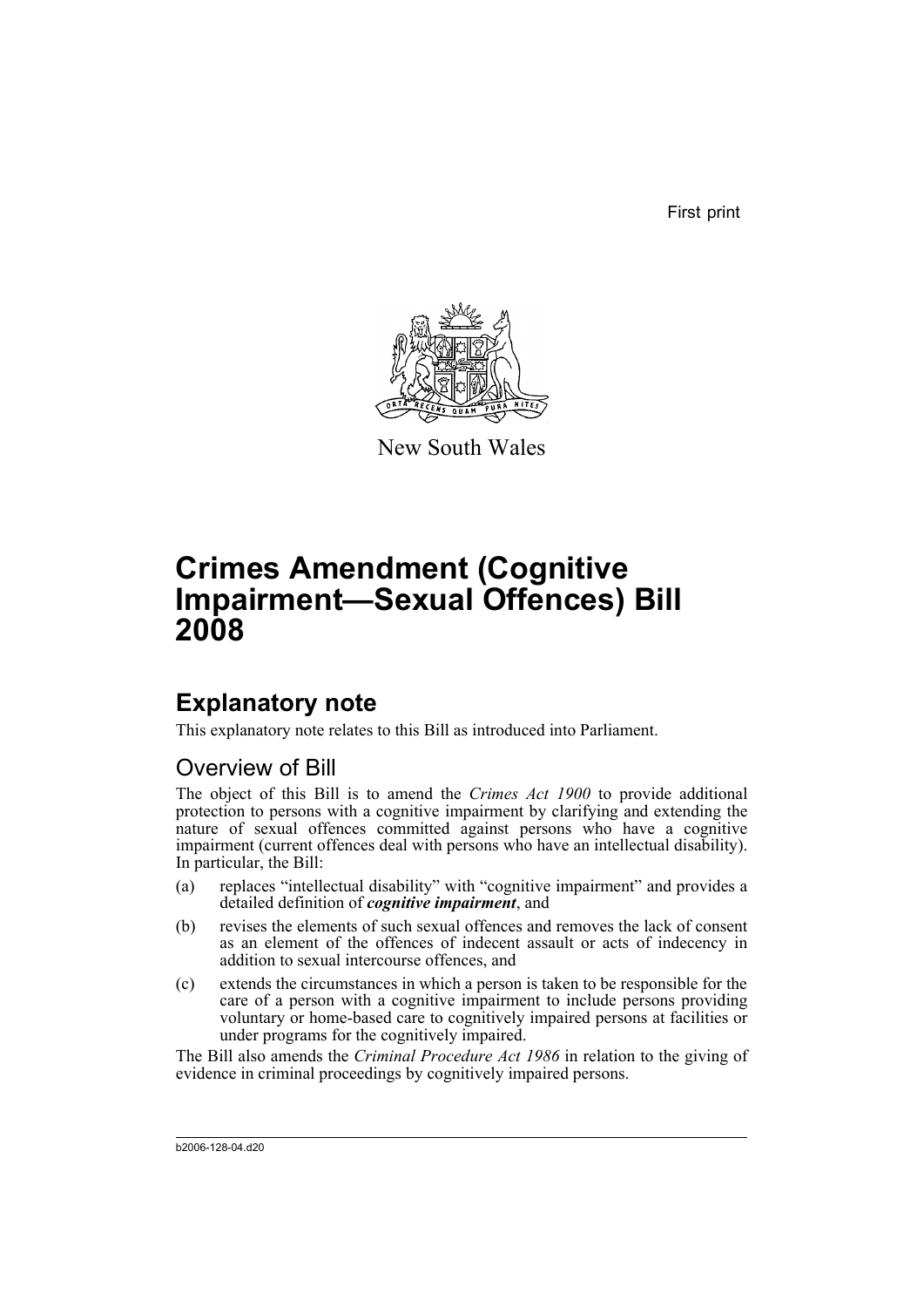First print

New South Wales

# Crimes Amendment (Cognitive Impairment—Sexual Offences) Bill 2008

## Explanatory note

This explanatory note relates to this Bill as introduced into Parliament.

### Overview of Bill

The object of this Bill is to amend the *Crimes Act 1900* to provide additional protection to persons with a cognitive impairment by clarifying and extending the nature of sexual offences committed against persons who have a cognitive impairment (current offences deal with persons who have an intellectual disability). In particular, the Bill:

(a) replaces "intellectual disability" with "cognitive impairment" and provides a detailed definition of ***cognitive impairment***, and

(b) revises the elements of such sexual offences and removes the lack of consent as an element of the offences of indecent assault or acts of indecency in addition to sexual intercourse offences, and

(c) extends the circumstances in which a person is taken to be responsible for the care of a person with a cognitive impairment to include persons providing voluntary or home-based care to cognitively impaired persons at facilities or under programs for the cognitively impaired.

The Bill also amends the *Criminal Procedure Act 1986* in relation to the giving of evidence in criminal proceedings by cognitively impaired persons.

b2006-128-04.d20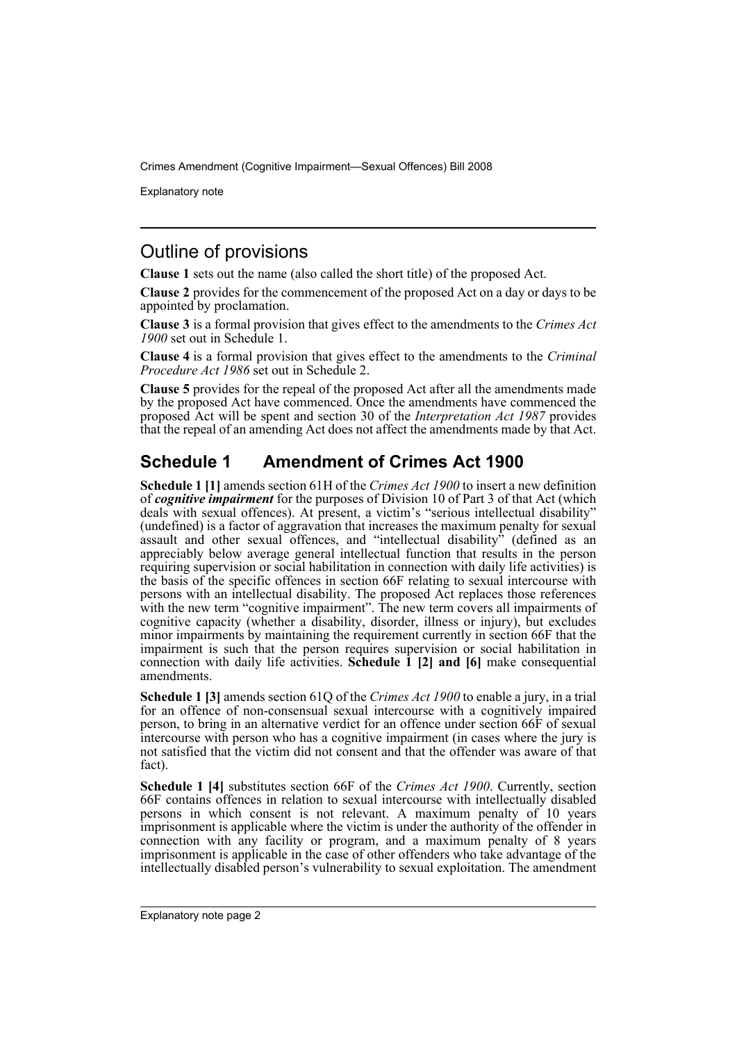## Outline of provisions

**Clause 1** sets out the name (also called the short title) of the proposed Act.

**Clause 2** provides for the commencement of the proposed Act on a day or days to be appointed by proclamation.

**Clause 3** is a formal provision that gives effect to the amendments to the *Crimes Act 1900* set out in Schedule 1.

**Clause 4** is a formal provision that gives effect to the amendments to the *Criminal Procedure Act 1986* set out in Schedule 2.

**Clause 5** provides for the repeal of the proposed Act after all the amendments made by the proposed Act have commenced. Once the amendments have commenced the proposed Act will be spent and section 30 of the *Interpretation Act 1987* provides that the repeal of an amending Act does not affect the amendments made by that Act.

## Schedule 1 Amendment of Crimes Act 1900

**Schedule 1 [1]** amends section 61H of the *Crimes Act 1900* to insert a new definition of ***cognitive impairment*** for the purposes of Division 10 of Part 3 of that Act (which deals with sexual offences). At present, a victim's "serious intellectual disability" (undefined) is a factor of aggravation that increases the maximum penalty for sexual assault and other sexual offences, and "intellectual disability" (defined as an appreciably below average general intellectual function that results in the person requiring supervision or social habilitation in connection with daily life activities) is the basis of the specific offences in section 66F relating to sexual intercourse with persons with an intellectual disability. The proposed Act replaces those references with the new term "cognitive impairment". The new term covers all impairments of cognitive capacity (whether a disability, disorder, illness or injury), but excludes minor impairments by maintaining the requirement currently in section 66F that the impairment is such that the person requires supervision or social habilitation in connection with daily life activities. **Schedule 1 [2] and [6]** make consequential amendments.

**Schedule 1 [3]** amends section 61Q of the *Crimes Act 1900* to enable a jury, in a trial for an offence of non-consensual sexual intercourse with a cognitively impaired person, to bring in an alternative verdict for an offence under section 66F of sexual intercourse with person who has a cognitive impairment (in cases where the jury is not satisfied that the victim did not consent and that the offender was aware of that fact).

**Schedule 1 [4]** substitutes section 66F of the *Crimes Act 1900*. Currently, section 66F contains offences in relation to sexual intercourse with intellectually disabled persons in which consent is not relevant. A maximum penalty of 10 years imprisonment is applicable where the victim is under the authority of the offender in connection with any facility or program, and a maximum penalty of 8 years imprisonment is applicable in the case of other offenders who take advantage of the intellectually disabled person's vulnerability to sexual exploitation. The amendment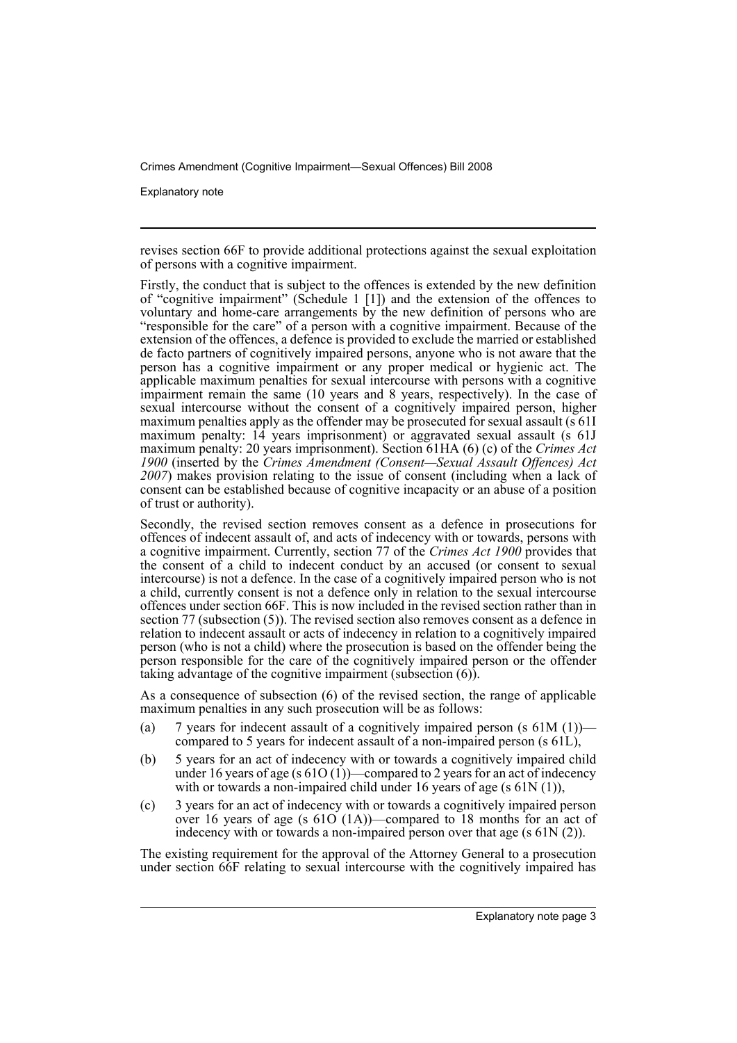revises section 66F to provide additional protections against the sexual exploitation of persons with a cognitive impairment.

Firstly, the conduct that is subject to the offences is extended by the new definition of "cognitive impairment" (Schedule 1 [1]) and the extension of the offences to voluntary and home-care arrangements by the new definition of persons who are "responsible for the care" of a person with a cognitive impairment. Because of the extension of the offences, a defence is provided to exclude the married or established de facto partners of cognitively impaired persons, anyone who is not aware that the person has a cognitive impairment or any proper medical or hygienic act. The applicable maximum penalties for sexual intercourse with persons with a cognitive impairment remain the same (10 years and 8 years, respectively). In the case of sexual intercourse without the consent of a cognitively impaired person, higher maximum penalties apply as the offender may be prosecuted for sexual assault (s 61I maximum penalty: 14 years imprisonment) or aggravated sexual assault (s 61J maximum penalty: 20 years imprisonment). Section 61HA (6) (c) of the *Crimes Act 1900* (inserted by the *Crimes Amendment (Consent—Sexual Assault Offences) Act 2007*) makes provision relating to the issue of consent (including when a lack of consent can be established because of cognitive incapacity or an abuse of a position of trust or authority).

Secondly, the revised section removes consent as a defence in prosecutions for offences of indecent assault of, and acts of indecency with or towards, persons with a cognitive impairment. Currently, section 77 of the *Crimes Act 1900* provides that the consent of a child to indecent conduct by an accused (or consent to sexual intercourse) is not a defence. In the case of a cognitively impaired person who is not a child, currently consent is not a defence only in relation to the sexual intercourse offences under section 66F. This is now included in the revised section rather than in section 77 (subsection (5)). The revised section also removes consent as a defence in relation to indecent assault or acts of indecency in relation to a cognitively impaired person (who is not a child) where the prosecution is based on the offender being the person responsible for the care of the cognitively impaired person or the offender taking advantage of the cognitive impairment (subsection (6)).

As a consequence of subsection (6) of the revised section, the range of applicable maximum penalties in any such prosecution will be as follows:

(a) 7 years for indecent assault of a cognitively impaired person (s 61M (1))—compared to 5 years for indecent assault of a non-impaired person (s 61L),

(b) 5 years for an act of indecency with or towards a cognitively impaired child under 16 years of age (s 61O (1))—compared to 2 years for an act of indecency with or towards a non-impaired child under 16 years of age (s 61N (1)),

(c) 3 years for an act of indecency with or towards a cognitively impaired person over 16 years of age (s 61O (1A))—compared to 18 months for an act of indecency with or towards a non-impaired person over that age (s 61N (2)).

The existing requirement for the approval of the Attorney General to a prosecution under section 66F relating to sexual intercourse with the cognitively impaired has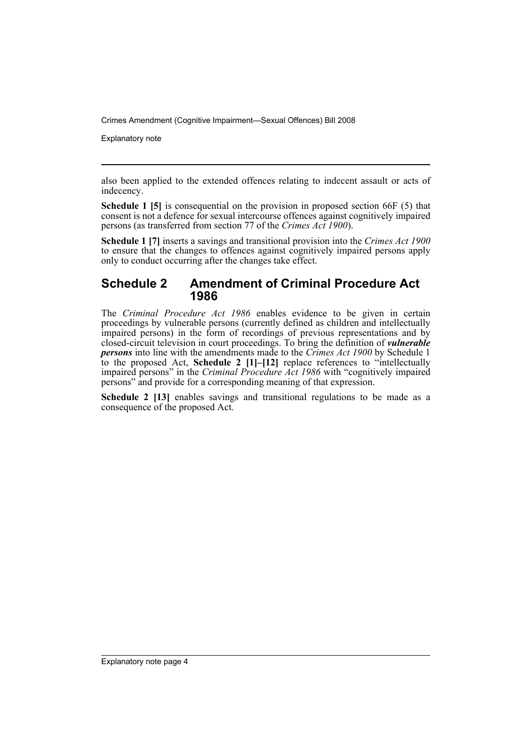also been applied to the extended offences relating to indecent assault or acts of indecency.

**Schedule 1 [5]** is consequential on the provision in proposed section 66F (5) that consent is not a defence for sexual intercourse offences against cognitively impaired persons (as transferred from section 77 of the *Crimes Act 1900*).

**Schedule 1 [7]** inserts a savings and transitional provision into the *Crimes Act 1900* to ensure that the changes to offences against cognitively impaired persons apply only to conduct occurring after the changes take effect.

## Schedule 2 Amendment of Criminal Procedure Act 1986

The *Criminal Procedure Act 1986* enables evidence to be given in certain proceedings by vulnerable persons (currently defined as children and intellectually impaired persons) in the form of recordings of previous representations and by closed-circuit television in court proceedings. To bring the definition of ***vulnerable persons*** into line with the amendments made to the *Crimes Act 1900* by Schedule 1 to the proposed Act, **Schedule 2 [1]–[12]** replace references to "intellectually impaired persons" in the *Criminal Procedure Act 1986* with "cognitively impaired persons" and provide for a corresponding meaning of that expression.

**Schedule 2 [13]** enables savings and transitional regulations to be made as a consequence of the proposed Act.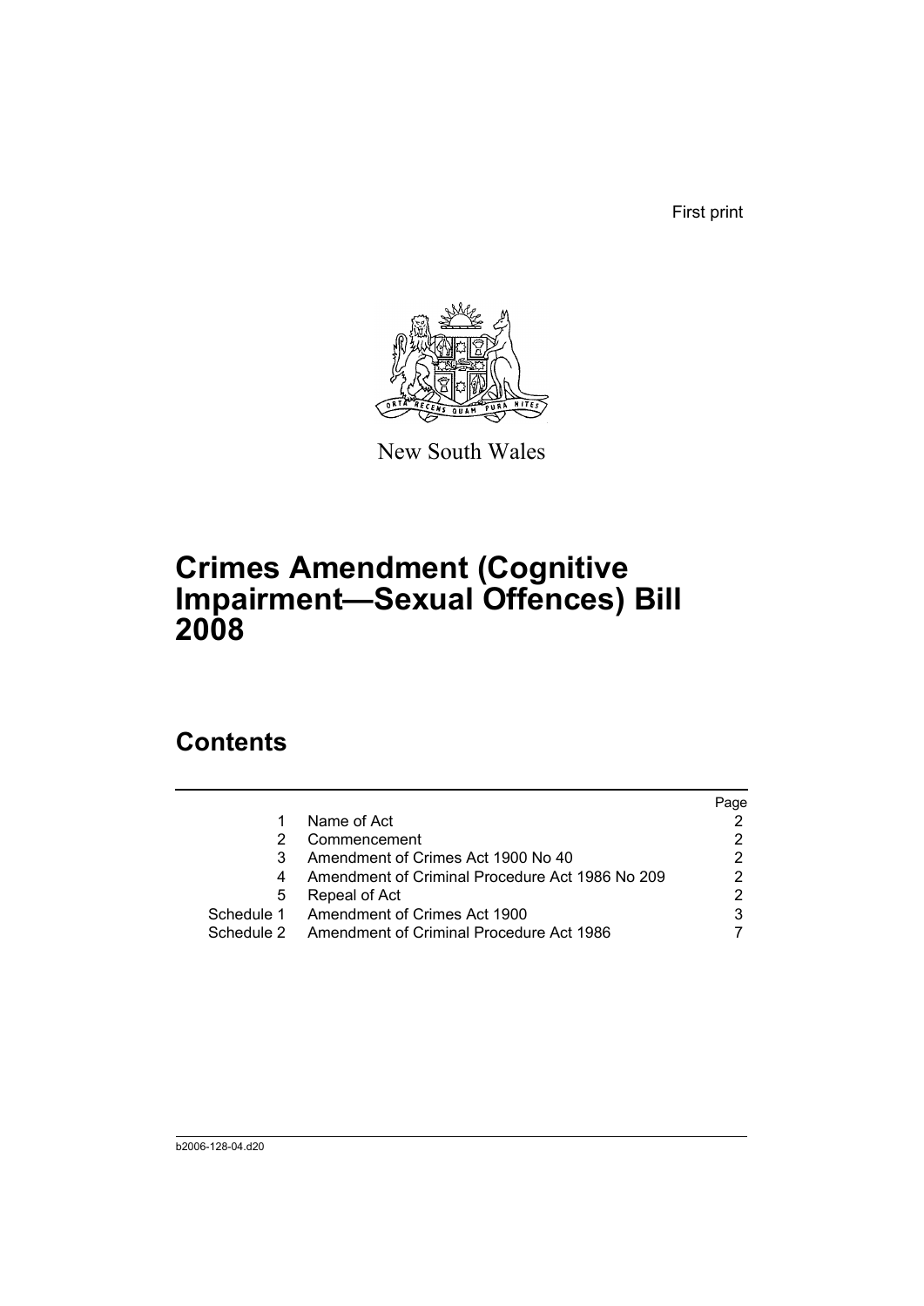First print

New South Wales

# Crimes Amendment (Cognitive Impairment—Sexual Offences) Bill 2008

## Contents

| | | Page |
|---|---|---|
| 1 | Name of Act | 2 |
| 2 | Commencement | 2 |
| 3 | Amendment of Crimes Act 1900 No 40 | 2 |
| 4 | Amendment of Criminal Procedure Act 1986 No 209 | 2 |
| 5 | Repeal of Act | 2 |
| Schedule 1 | Amendment of Crimes Act 1900 | 3 |
| Schedule 2 | Amendment of Criminal Procedure Act 1986 | 7 |

b2006-128-04.d20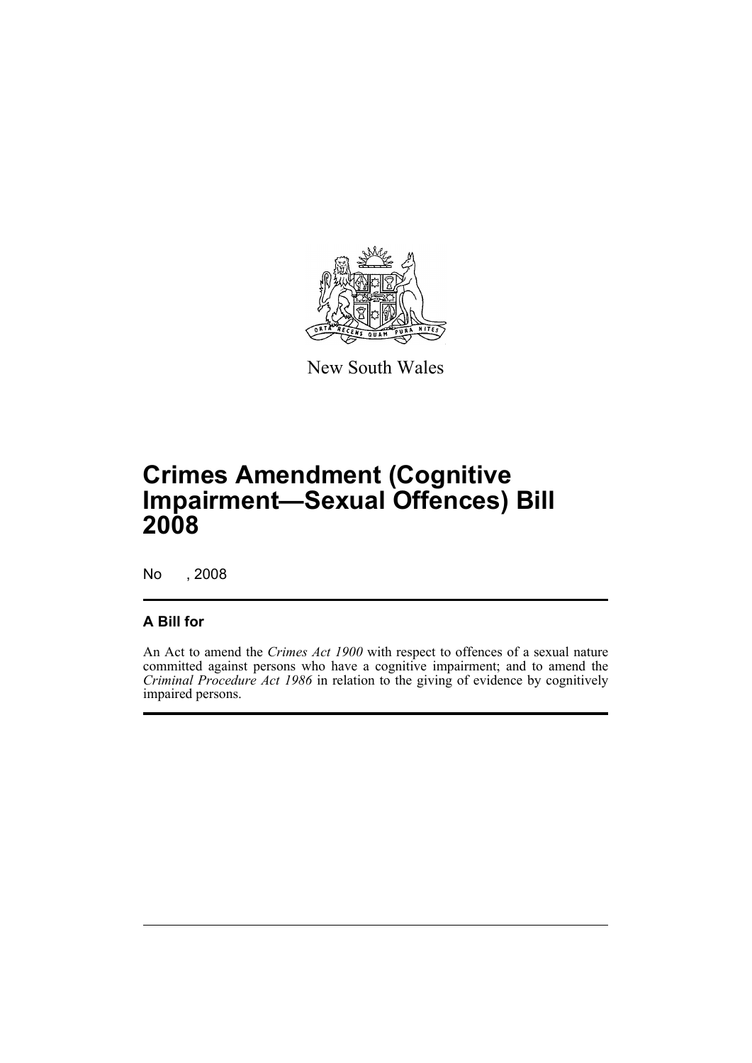New South Wales

# Crimes Amendment (Cognitive Impairment—Sexual Offences) Bill 2008

No , 2008

## A Bill for

An Act to amend the *Crimes Act 1900* with respect to offences of a sexual nature committed against persons who have a cognitive impairment; and to amend the *Criminal Procedure Act 1986* in relation to the giving of evidence by cognitively impaired persons.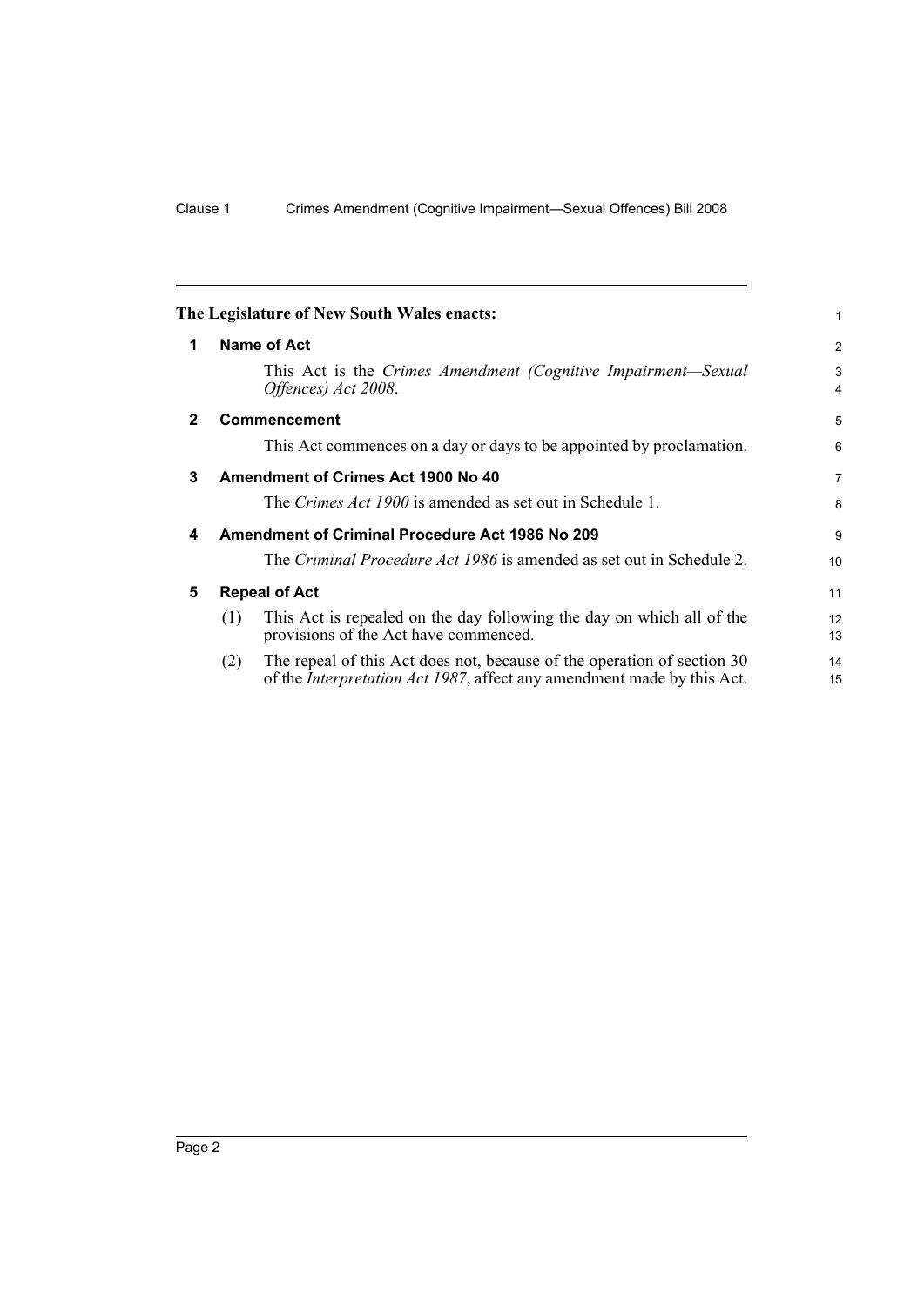**The Legislature of New South Wales enacts:**

**1 Name of Act**

This Act is the *Crimes Amendment (Cognitive Impairment—Sexual Offences) Act 2008*.

**2 Commencement**

This Act commences on a day or days to be appointed by proclamation.

**3 Amendment of Crimes Act 1900 No 40**

The *Crimes Act 1900* is amended as set out in Schedule 1.

**4 Amendment of Criminal Procedure Act 1986 No 209**

The *Criminal Procedure Act 1986* is amended as set out in Schedule 2.

**5 Repeal of Act**

(1) This Act is repealed on the day following the day on which all of the provisions of the Act have commenced.

(2) The repeal of this Act does not, because of the operation of section 30 of the *Interpretation Act 1987*, affect any amendment made by this Act.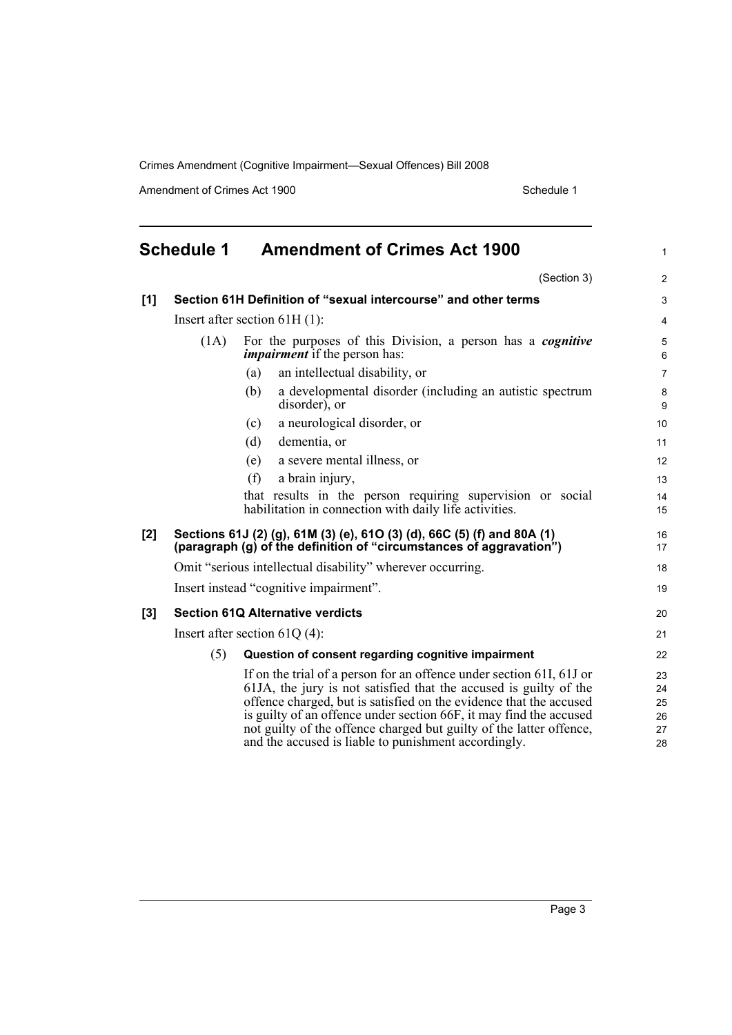## Schedule 1 Amendment of Crimes Act 1900

(Section 3)

**[1] Section 61H Definition of "sexual intercourse" and other terms**

Insert after section 61H (1):

(1A) For the purposes of this Division, a person has a ***cognitive impairment*** if the person has:

(a) an intellectual disability, or

(b) a developmental disorder (including an autistic spectrum disorder), or

(c) a neurological disorder, or

(d) dementia, or

(e) a severe mental illness, or

(f) a brain injury,

that results in the person requiring supervision or social habilitation in connection with daily life activities.

**[2] Sections 61J (2) (g), 61M (3) (e), 61O (3) (d), 66C (5) (f) and 80A (1) (paragraph (g) of the definition of "circumstances of aggravation")**

Omit "serious intellectual disability" wherever occurring.

Insert instead "cognitive impairment".

**[3] Section 61Q Alternative verdicts**

Insert after section 61Q (4):

(5) **Question of consent regarding cognitive impairment**

If on the trial of a person for an offence under section 61I, 61J or 61JA, the jury is not satisfied that the accused is guilty of the offence charged, but is satisfied on the evidence that the accused is guilty of an offence under section 66F, it may find the accused not guilty of the offence charged but guilty of the latter offence, and the accused is liable to punishment accordingly.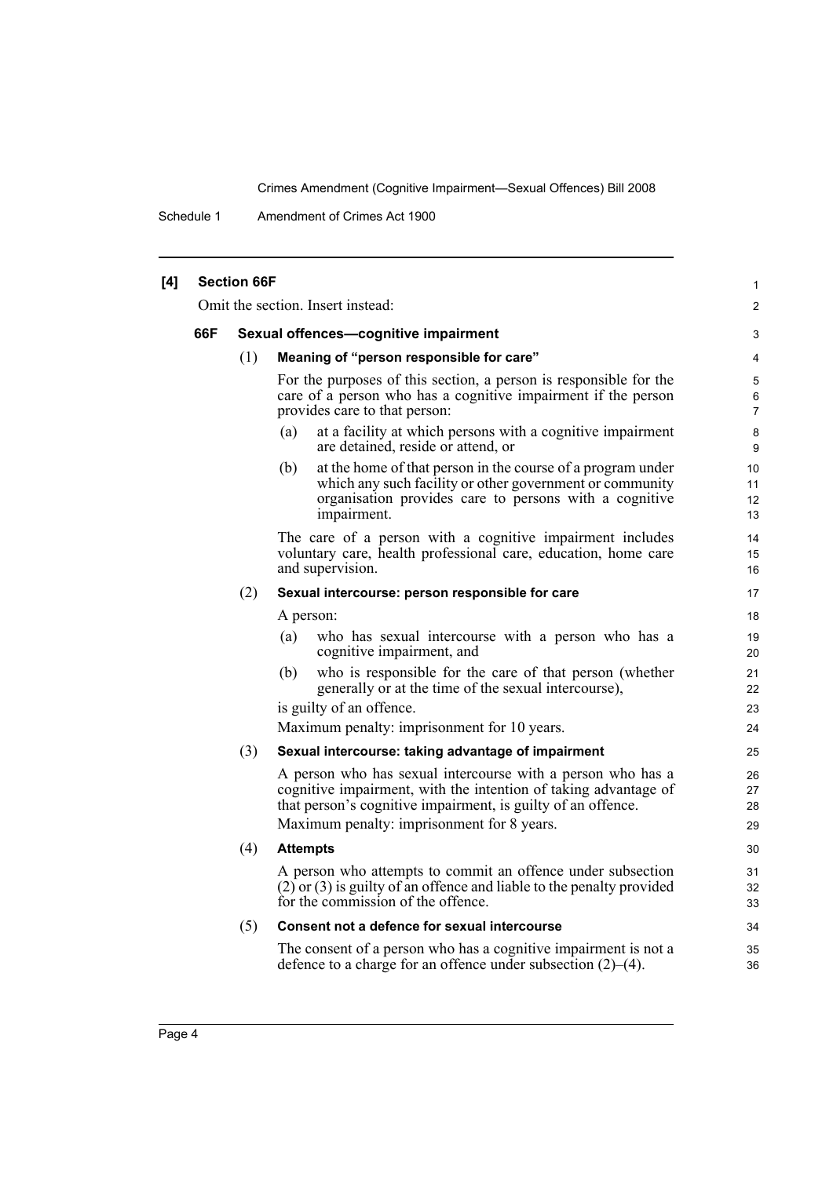**[4] Section 66F**

Omit the section. Insert instead:

### 66F Sexual offences—cognitive impairment

(1) **Meaning of "person responsible for care"**

For the purposes of this section, a person is responsible for the care of a person who has a cognitive impairment if the person provides care to that person:

(a) at a facility at which persons with a cognitive impairment are detained, reside or attend, or

(b) at the home of that person in the course of a program under which any such facility or other government or community organisation provides care to persons with a cognitive impairment.

The care of a person with a cognitive impairment includes voluntary care, health professional care, education, home care and supervision.

(2) **Sexual intercourse: person responsible for care**

A person:

(a) who has sexual intercourse with a person who has a cognitive impairment, and

(b) who is responsible for the care of that person (whether generally or at the time of the sexual intercourse),

is guilty of an offence.

Maximum penalty: imprisonment for 10 years.

(3) **Sexual intercourse: taking advantage of impairment**

A person who has sexual intercourse with a person who has a cognitive impairment, with the intention of taking advantage of that person's cognitive impairment, is guilty of an offence.

Maximum penalty: imprisonment for 8 years.

(4) **Attempts**

A person who attempts to commit an offence under subsection (2) or (3) is guilty of an offence and liable to the penalty provided for the commission of the offence.

(5) **Consent not a defence for sexual intercourse**

The consent of a person who has a cognitive impairment is not a defence to a charge for an offence under subsection (2)–(4).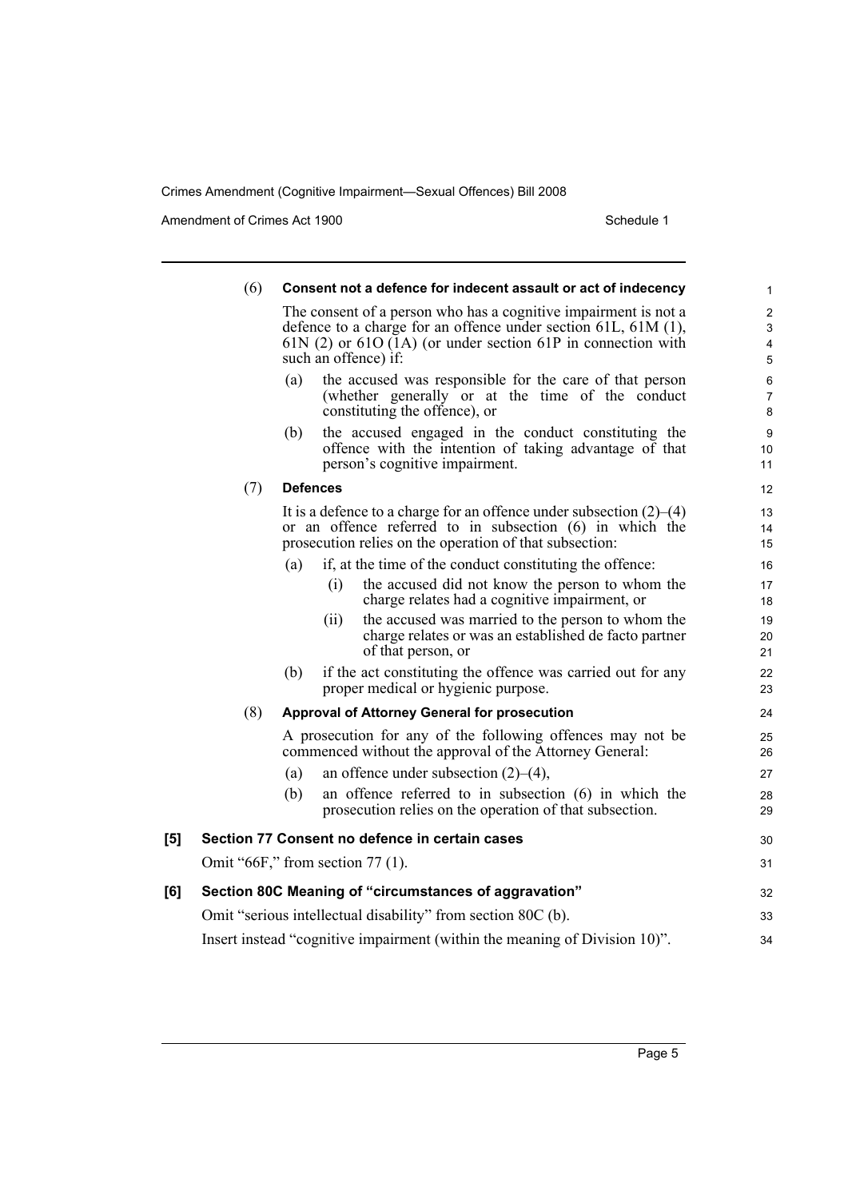(6) **Consent not a defence for indecent assault or act of indecency**

The consent of a person who has a cognitive impairment is not a defence to a charge for an offence under section 61L, 61M (1), 61N (2) or 61O (1A) (or under section 61P in connection with such an offence) if:

(a) the accused was responsible for the care of that person (whether generally or at the time of the conduct constituting the offence), or

(b) the accused engaged in the conduct constituting the offence with the intention of taking advantage of that person's cognitive impairment.

(7) **Defences**

It is a defence to a charge for an offence under subsection (2)–(4) or an offence referred to in subsection (6) in which the prosecution relies on the operation of that subsection:

(a) if, at the time of the conduct constituting the offence:

(i) the accused did not know the person to whom the charge relates had a cognitive impairment, or

(ii) the accused was married to the person to whom the charge relates or was an established de facto partner of that person, or

(b) if the act constituting the offence was carried out for any proper medical or hygienic purpose.

(8) **Approval of Attorney General for prosecution**

A prosecution for any of the following offences may not be commenced without the approval of the Attorney General:

(a) an offence under subsection (2)–(4),

(b) an offence referred to in subsection (6) in which the prosecution relies on the operation of that subsection.

**[5] Section 77 Consent no defence in certain cases**

Omit "66F," from section 77 (1).

**[6] Section 80C Meaning of "circumstances of aggravation"**

Omit "serious intellectual disability" from section 80C (b).

Insert instead "cognitive impairment (within the meaning of Division 10)".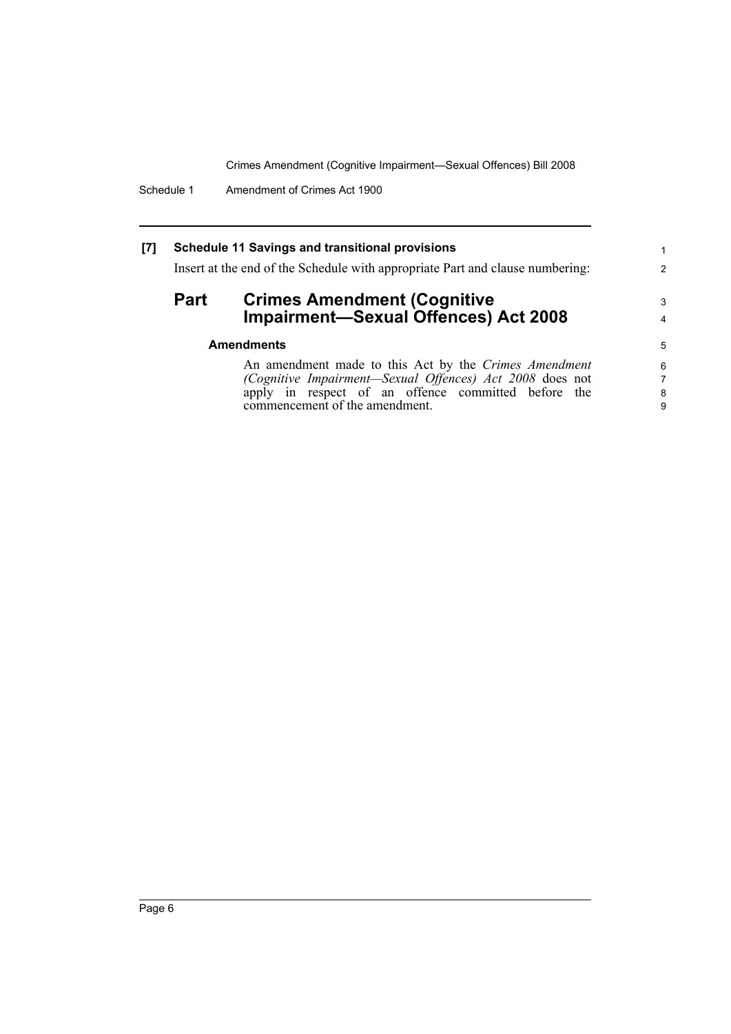**[7] Schedule 11 Savings and transitional provisions**

Insert at the end of the Schedule with appropriate Part and clause numbering:

## Part Crimes Amendment (Cognitive Impairment—Sexual Offences) Act 2008

**Amendments**

An amendment made to this Act by the *Crimes Amendment (Cognitive Impairment—Sexual Offences) Act 2008* does not apply in respect of an offence committed before the commencement of the amendment.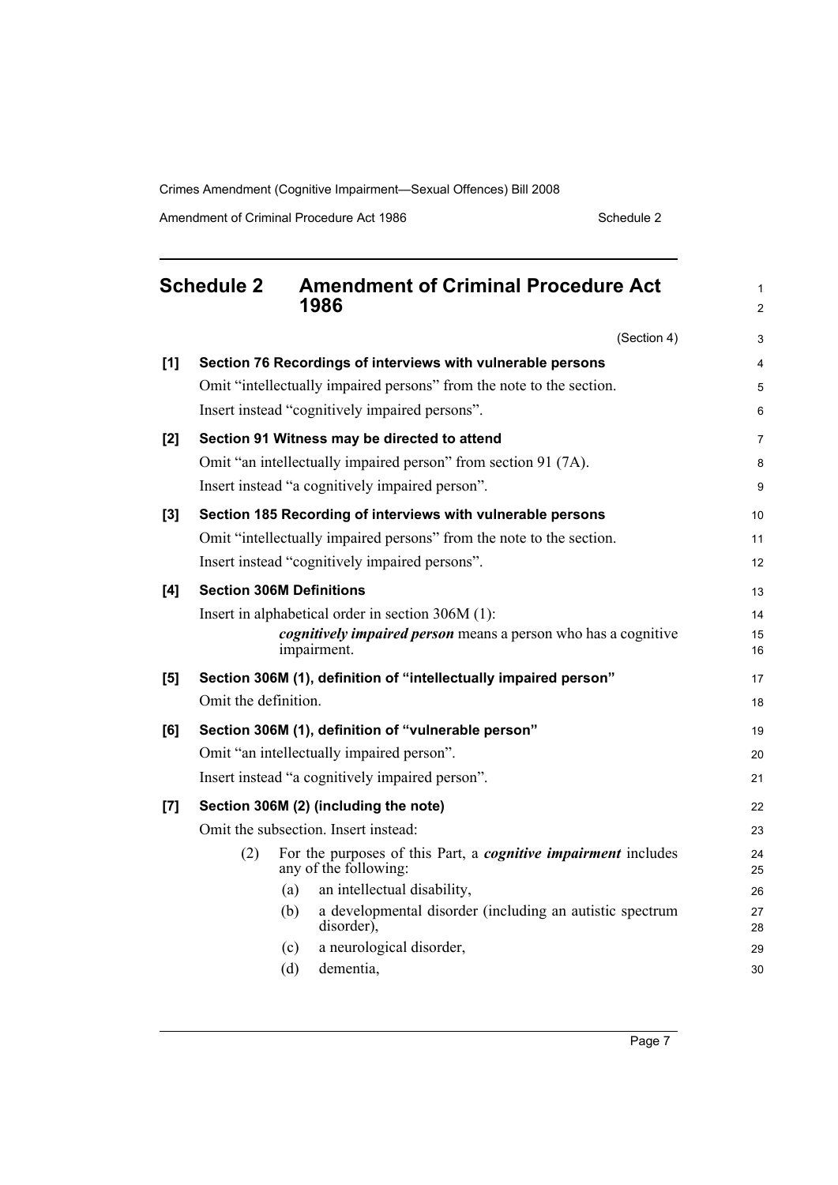## Schedule 2 Amendment of Criminal Procedure Act 1986

(Section 4)

**[1] Section 76 Recordings of interviews with vulnerable persons**

Omit "intellectually impaired persons" from the note to the section.

Insert instead "cognitively impaired persons".

**[2] Section 91 Witness may be directed to attend**

Omit "an intellectually impaired person" from section 91 (7A).

Insert instead "a cognitively impaired person".

**[3] Section 185 Recording of interviews with vulnerable persons**

Omit "intellectually impaired persons" from the note to the section.

Insert instead "cognitively impaired persons".

**[4] Section 306M Definitions**

Insert in alphabetical order in section 306M (1):

> ***cognitively impaired person*** means a person who has a cognitive impairment.

**[5] Section 306M (1), definition of "intellectually impaired person"**

Omit the definition.

**[6] Section 306M (1), definition of "vulnerable person"**

Omit "an intellectually impaired person".

Insert instead "a cognitively impaired person".

**[7] Section 306M (2) (including the note)**

Omit the subsection. Insert instead:

> (2) For the purposes of this Part, a ***cognitive impairment*** includes any of the following:
>
> (a) an intellectual disability,
>
> (b) a developmental disorder (including an autistic spectrum disorder),
>
> (c) a neurological disorder,
>
> (d) dementia,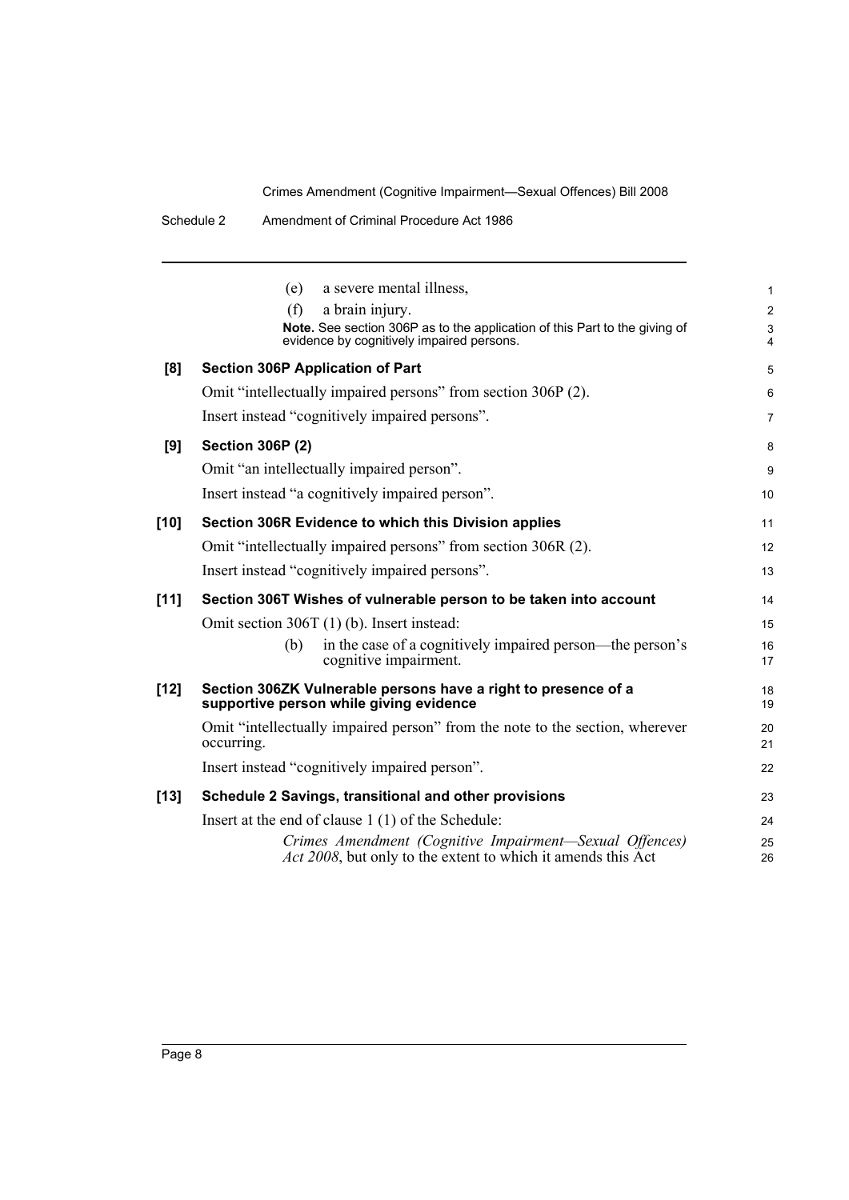(e) a severe mental illness,

(f) a brain injury.

**Note.** See section 306P as to the application of this Part to the giving of evidence by cognitively impaired persons.

**[8] Section 306P Application of Part**

Omit "intellectually impaired persons" from section 306P (2).

Insert instead "cognitively impaired persons".

**[9] Section 306P (2)**

Omit "an intellectually impaired person".

Insert instead "a cognitively impaired person".

**[10] Section 306R Evidence to which this Division applies**

Omit "intellectually impaired persons" from section 306R (2).

Insert instead "cognitively impaired persons".

**[11] Section 306T Wishes of vulnerable person to be taken into account**

Omit section 306T (1) (b). Insert instead:

(b) in the case of a cognitively impaired person—the person's cognitive impairment.

**[12] Section 306ZK Vulnerable persons have a right to presence of a supportive person while giving evidence**

Omit "intellectually impaired person" from the note to the section, wherever occurring.

Insert instead "cognitively impaired person".

**[13] Schedule 2 Savings, transitional and other provisions**

Insert at the end of clause 1 (1) of the Schedule:

*Crimes Amendment (Cognitive Impairment—Sexual Offences) Act 2008*, but only to the extent to which it amends this Act